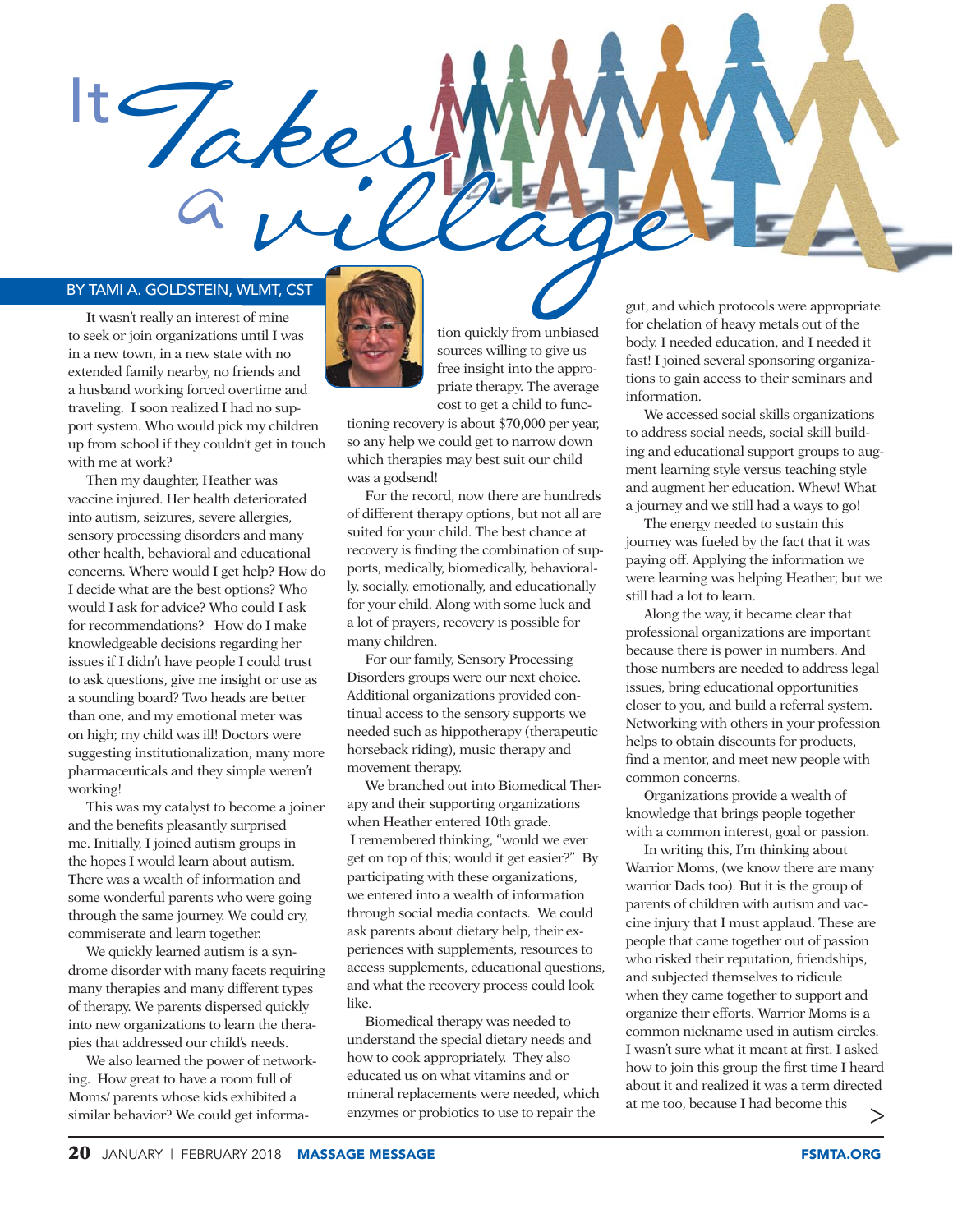# It Takes a village

BY TAMI A. GOLDSTEIN, WLMT, CST

It wasn't really an interest of mine to seek or join organizations until I was in a new town, in a new state with no extended family nearby, no friends and a husband working forced overtime and traveling. I soon realized I had no support system. Who would pick my children up from school if they couldn't get in touch with me at work?

Then my daughter, Heather was vaccine injured. Her health deteriorated into autism, seizures, severe allergies, sensory processing disorders and many other health, behavioral and educational concerns. Where would I get help? How do I decide what are the best options? Who would I ask for advice? Who could I ask for recommendations? How do I make knowledgeable decisions regarding her issues if I didn't have people I could trust to ask questions, give me insight or use as a sounding board? Two heads are better than one, and my emotional meter was on high; my child was ill! Doctors were suggesting institutionalization, many more pharmaceuticals and they simple weren't working!

This was my catalyst to become a joiner and the benefits pleasantly surprised me. Initially, I joined autism groups in the hopes I would learn about autism. There was a wealth of information and some wonderful parents who were going through the same journey. We could cry, commiserate and learn together.

We quickly learned autism is a syndrome disorder with many facets requiring many therapies and many different types of therapy. We parents dispersed quickly into new organizations to learn the therapies that addressed our child's needs.

We also learned the power of networking. How great to have a room full of Moms/ parents whose kids exhibited a similar behavior? We could get information quickly from unbiased sources willing to give us free insight into the appropriate therapy. The average cost to get a child to functioning recovery is about $70,000 per year, so any help we could get to narrow down which therapies may best suit our child was a godsend!

For the record, now there are hundreds of different therapy options, but not all are suited for your child. The best chance at recovery is finding the combination of supports, medically, biomedically, behaviorally, socially, emotionally, and educationally for your child. Along with some luck and a lot of prayers, recovery is possible for many children.

For our family, Sensory Processing Disorders groups were our next choice. Additional organizations provided continual access to the sensory supports we needed such as hippotherapy (therapeutic horseback riding), music therapy and movement therapy.

We branched out into Biomedical Therapy and their supporting organizations when Heather entered 10th grade. I remembered thinking, "would we ever get on top of this; would it get easier?" By participating with these organizations, we entered into a wealth of information through social media contacts. We could ask parents about dietary help, their experiences with supplements, resources to access supplements, educational questions, and what the recovery process could look like.

Biomedical therapy was needed to understand the special dietary needs and how to cook appropriately. They also educated us on what vitamins and or mineral replacements were needed, which enzymes or probiotics to use to repair the gut, and which protocols were appropriate for chelation of heavy metals out of the body. I needed education, and I needed it fast! I joined several sponsoring organizations to gain access to their seminars and information.

We accessed social skills organizations to address social needs, social skill building and educational support groups to augment learning style versus teaching style and augment her education. Whew! What a journey and we still had a ways to go!

The energy needed to sustain this journey was fueled by the fact that it was paying off. Applying the information we were learning was helping Heather; but we still had a lot to learn.

Along the way, it became clear that professional organizations are important because there is power in numbers. And those numbers are needed to address legal issues, bring educational opportunities closer to you, and build a referral system. Networking with others in your profession helps to obtain discounts for products, find a mentor, and meet new people with common concerns.

Organizations provide a wealth of knowledge that brings people together with a common interest, goal or passion.

In writing this, I'm thinking about Warrior Moms, (we know there are many warrior Dads too). But it is the group of parents of children with autism and vaccine injury that I must applaud. These are people that came together out of passion who risked their reputation, friendships, and subjected themselves to ridicule when they came together to support and organize their efforts. Warrior Moms is a common nickname used in autism circles. I wasn't sure what it meant at first. I asked how to join this group the first time I heard about it and realized it was a term directed at me too, because I had become this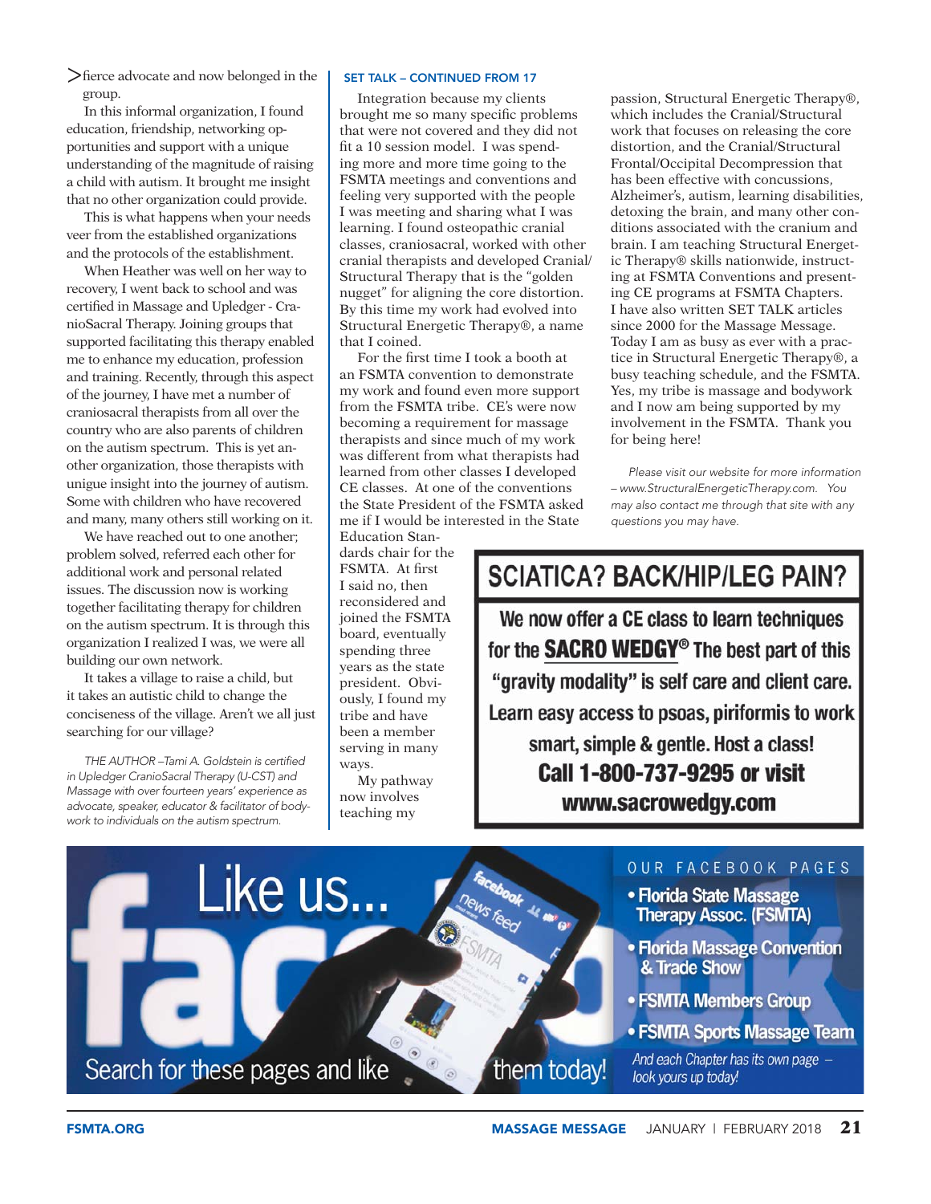fierce advocate and now belonged in the group.

In this informal organization, I found education, friendship, networking opportunities and support with a unique understanding of the magnitude of raising a child with autism. It brought me insight that no other organization could provide.

This is what happens when your needs veer from the established organizations and the protocols of the establishment.

When Heather was well on her way to recovery, I went back to school and was certified in Massage and Upledger - CranioSacral Therapy. Joining groups that supported facilitating this therapy enabled me to enhance my education, profession and training. Recently, through this aspect of the journey, I have met a number of craniosacral therapists from all over the country who are also parents of children on the autism spectrum. This is yet another organization, those therapists with unigue insight into the journey of autism. Some with children who have recovered and many, many others still working on it.

We have reached out to one another; problem solved, referred each other for additional work and personal related issues. The discussion now is working together facilitating therapy for children on the autism spectrum. It is through this organization I realized I was, we were all building our own network.

It takes a village to raise a child, but it takes an autistic child to change the conciseness of the village. Aren't we all just searching for our village?

*THE AUTHOR –Tami A. Goldstein is certified in Upledger CranioSacral Therapy (U-CST) and Massage with over fourteen years' experience as advocate, speaker, educator & facilitator of bodywork to individuals on the autism spectrum.*

**SET TALK – CONTINUED FROM 17**

Integration because my clients brought me so many specific problems that were not covered and they did not fit a 10 session model. I was spending more and more time going to the FSMTA meetings and conventions and feeling very supported with the people I was meeting and sharing what I was learning. I found osteopathic cranial classes, craniosacral, worked with other cranial therapists and developed Cranial/Structural Therapy that is the "golden nugget" for aligning the core distortion. By this time my work had evolved into Structural Energetic Therapy®, a name that I coined.

For the first time I took a booth at an FSMTA convention to demonstrate my work and found even more support from the FSMTA tribe. CE's were now becoming a requirement for massage therapists and since much of my work was different from what therapists had learned from other classes I developed CE classes. At one of the conventions the State President of the FSMTA asked me if I would be interested in the State Education Standards chair for the FSMTA. At first I said no, then reconsidered and joined the FSMTA board, eventually spending three years as the state president. Obviously, I found my tribe and have been a member serving in many ways.

My pathway now involves teaching my passion, Structural Energetic Therapy®, which includes the Cranial/Structural work that focuses on releasing the core distortion, and the Cranial/Structural Frontal/Occipital Decompression that has been effective with concussions, Alzheimer's, autism, learning disabilities, detoxing the brain, and many other conditions associated with the cranium and brain. I am teaching Structural Energetic Therapy® skills nationwide, instructing at FSMTA Conventions and presenting CE programs at FSMTA Chapters. I have also written SET TALK articles since 2000 for the Massage Message. Today I am as busy as ever with a practice in Structural Energetic Therapy®, a busy teaching schedule, and the FSMTA. Yes, my tribe is massage and bodywork and I now am being supported by my involvement in the FSMTA. Thank you for being here!

*Please visit our website for more information – www.StructuralEnergeticTherapy.com. You may also contact me through that site with any questions you may have.*

**SCIATICA? BACK/HIP/LEG PAIN?**

We now offer a CE class to learn techniques for the **SACRO WEDGY®** The best part of this "gravity modality" is self care and client care. Learn easy access to psoas, piriformis to work smart, simple & gentle. Host a class!

**Call 1-800-737-9295 or visit www.sacrowedgy.com**

Like us... facebook

Search for these pages and like them today!

OUR FACEBOOK PAGES

- **Florida State Massage Therapy Assoc. (FSMTA)**
- **Florida Massage Convention & Trade Show**
- **FSMTA Members Group**
- **FSMTA Sports Massage Team**

*And each Chapter has its own page – look yours up today!*